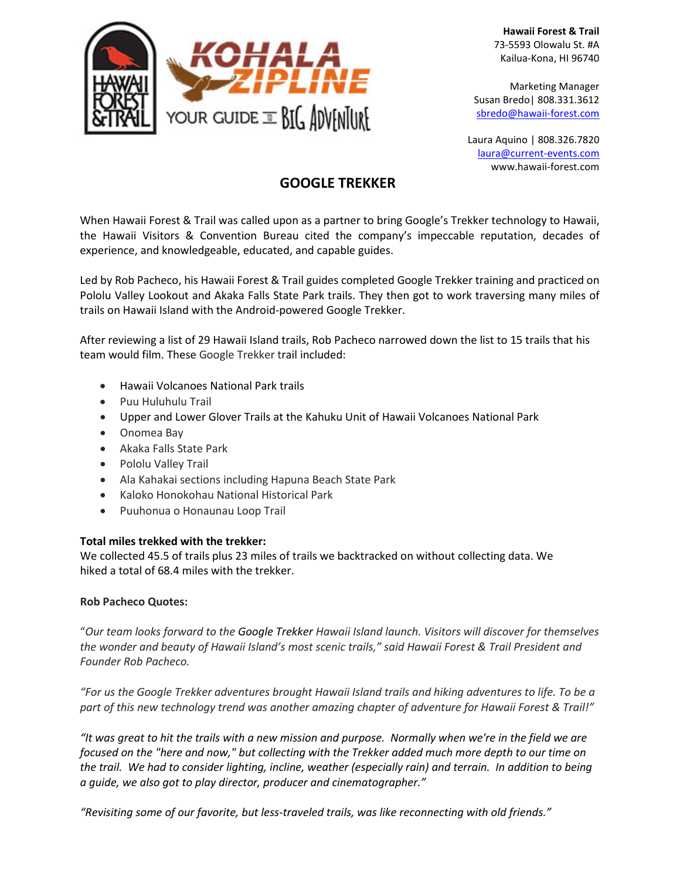**Hawaii Forest & Trail**
73-5593 Olowalu St. #A
Kailua-Kona, HI 96740

Marketing Manager
Susan Bredo| 808.331.3612
sbredo@hawaii-forest.com

Laura Aquino | 808.326.7820
laura@current-events.com
www.hawaii-forest.com

# GOOGLE TREKKER

When Hawaii Forest & Trail was called upon as a partner to bring Google's Trekker technology to Hawaii, the Hawaii Visitors & Convention Bureau cited the company's impeccable reputation, decades of experience, and knowledgeable, educated, and capable guides.

Led by Rob Pacheco, his Hawaii Forest & Trail guides completed Google Trekker training and practiced on Pololu Valley Lookout and Akaka Falls State Park trails. They then got to work traversing many miles of trails on Hawaii Island with the Android-powered Google Trekker.

After reviewing a list of 29 Hawaii Island trails, Rob Pacheco narrowed down the list to 15 trails that his team would film. These Google Trekker trail included:

- Hawaii Volcanoes National Park trails
- Puu Huluhulu Trail
- Upper and Lower Glover Trails at the Kahuku Unit of Hawaii Volcanoes National Park
- Onomea Bay
- Akaka Falls State Park
- Pololu Valley Trail
- Ala Kahakai sections including Hapuna Beach State Park
- Kaloko Honokohau National Historical Park
- Puuhonua o Honaunau Loop Trail

**Total miles trekked with the trekker:**
We collected 45.5 of trails plus 23 miles of trails we backtracked on without collecting data. We hiked a total of 68.4 miles with the trekker.

**Rob Pacheco Quotes:**

"*Our team looks forward to the* Google Trekker *Hawaii Island launch. Visitors will discover for themselves the wonder and beauty of Hawaii Island's most scenic trails," said Hawaii Forest & Trail President and Founder Rob Pacheco.*

*"For us the Google Trekker adventures brought Hawaii Island trails and hiking adventures to life. To be a part of this new technology trend was another amazing chapter of adventure for Hawaii Forest & Trail!"*

*"It was great to hit the trails with a new mission and purpose. Normally when we're in the field we are focused on the "here and now," but collecting with the Trekker added much more depth to our time on the trail. We had to consider lighting, incline, weather (especially rain) and terrain. In addition to being a guide, we also got to play director, producer and cinematographer."*

*"Revisiting some of our favorite, but less-traveled trails, was like reconnecting with old friends."*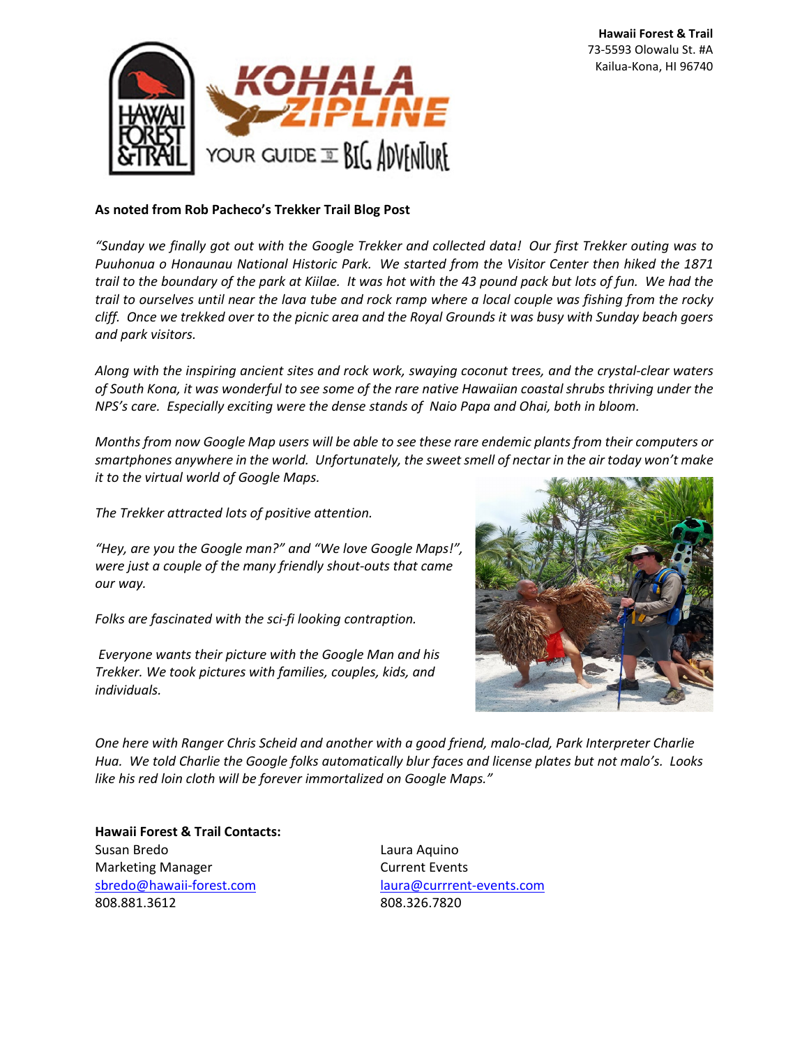**Hawaii Forest & Trail**
73-5593 Olowalu St. #A
Kailua-Kona, HI 96740

**As noted from Rob Pacheco's Trekker Trail Blog Post**

*"Sunday we finally got out with the Google Trekker and collected data! Our first Trekker outing was to Puuhonua o Honaunau National Historic Park. We started from the Visitor Center then hiked the 1871 trail to the boundary of the park at Kiilae. It was hot with the 43 pound pack but lots of fun. We had the trail to ourselves until near the lava tube and rock ramp where a local couple was fishing from the rocky cliff. Once we trekked over to the picnic area and the Royal Grounds it was busy with Sunday beach goers and park visitors.*

*Along with the inspiring ancient sites and rock work, swaying coconut trees, and the crystal-clear waters of South Kona, it was wonderful to see some of the rare native Hawaiian coastal shrubs thriving under the NPS's care. Especially exciting were the dense stands of Naio Papa and Ohai, both in bloom.*

*Months from now Google Map users will be able to see these rare endemic plants from their computers or smartphones anywhere in the world. Unfortunately, the sweet smell of nectar in the air today won't make it to the virtual world of Google Maps.*

*The Trekker attracted lots of positive attention.*

*"Hey, are you the Google man?" and "We love Google Maps!", were just a couple of the many friendly shout-outs that came our way.*

*Folks are fascinated with the sci-fi looking contraption.*

*Everyone wants their picture with the Google Man and his Trekker. We took pictures with families, couples, kids, and individuals.*

*One here with Ranger Chris Scheid and another with a good friend, malo-clad, Park Interpreter Charlie Hua. We told Charlie the Google folks automatically blur faces and license plates but not malo's. Looks like his red loin cloth will be forever immortalized on Google Maps."*

**Hawaii Forest & Trail Contacts:**

Susan Bredo
Marketing Manager
sbredo@hawaii-forest.com
808.881.3612

Laura Aquino
Current Events
laura@currrent-events.com
808.326.7820